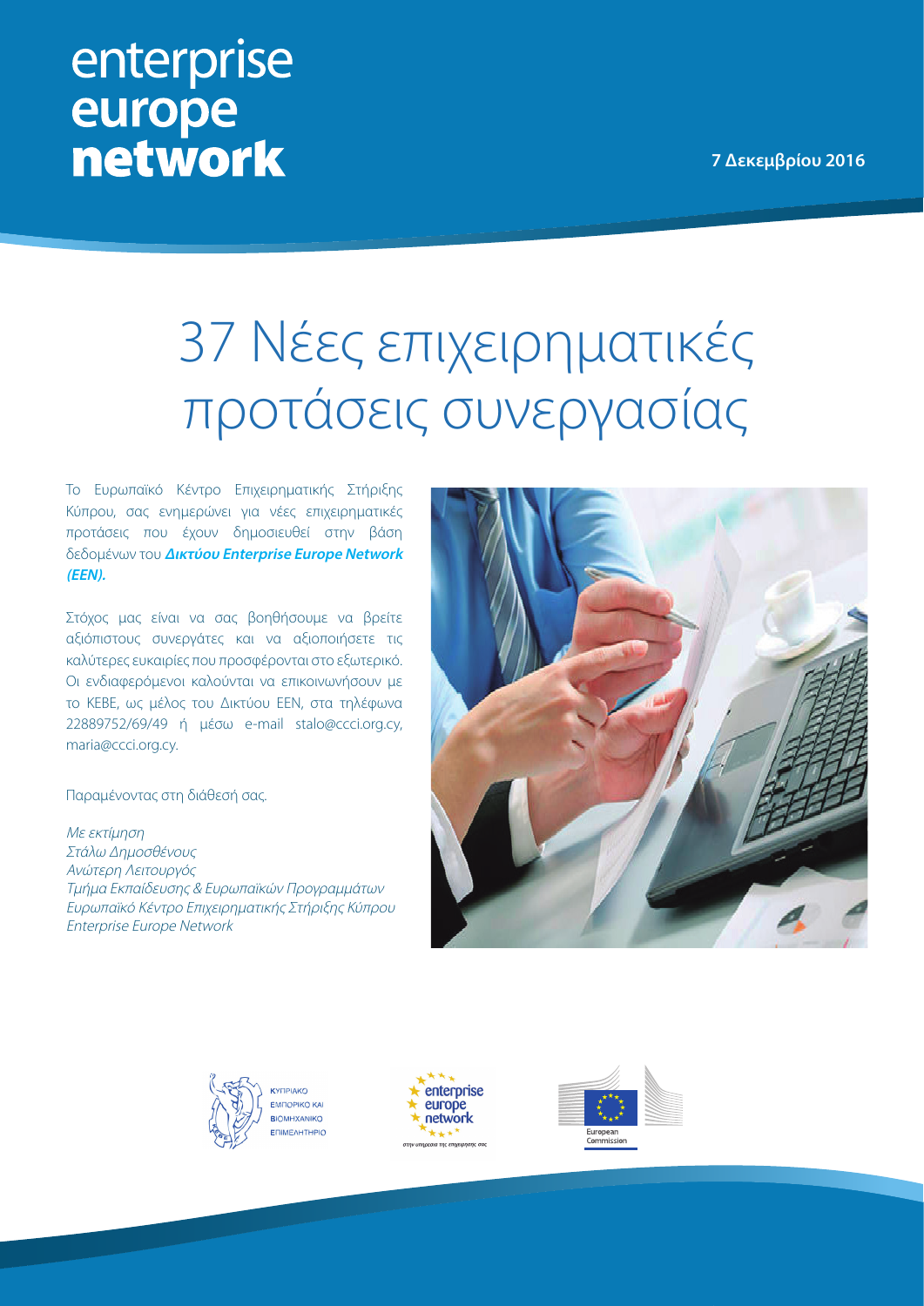enterprise
europe
**network**

**7 Δεκεμβρίου 2016**

# 37 Νέες επιχειρηματικές προτάσεις συνεργασίας

Το Ευρωπαϊκό Κέντρο Επιχειρηματικής Στήριξης Κύπρου, σας ενημερώνει για νέες επιχειρηματικές προτάσεις που έχουν δημοσιευθεί στην βάση δεδομένων του ***Δικτύου Enterprise Europe Network (EEN).***

Στόχος μας είναι να σας βοηθήσουμε να βρείτε αξιόπιστους συνεργάτες και να αξιοποιήσετε τις καλύτερες ευκαιρίες που προσφέρονται στο εξωτερικό. Οι ενδιαφερόμενοι καλούνται να επικοινωνήσουν με το ΚΕΒΕ, ως μέλος του Δικτύου ΕΕΝ, στα τηλέφωνα 22889752/69/49 ή μέσω e-mail stalo@ccci.org.cy, maria@ccci.org.cy.

Παραμένοντας στη διάθεσή σας.

*Με εκτίμηση*
*Στάλω Δημοσθένους*
*Ανώτερη Λειτουργός*
*Τμήμα Εκπαίδευσης & Ευρωπαϊκών Προγραμμάτων*
*Ευρωπαϊκό Κέντρο Επιχειρηματικής Στήριξης Κύπρου*
*Enterprise Europe Network*

ΚΥΠΡΙΑΚΟ ΕΜΠΟΡΙΚΟ ΚΑΙ ΒΙΟΜΗΧΑΝΙΚΟ ΕΠΙΜΕΛΗΤΗΡΙΟ

enterprise europe network
*στην υπηρεσία της επιχείρησής σας*

European Commission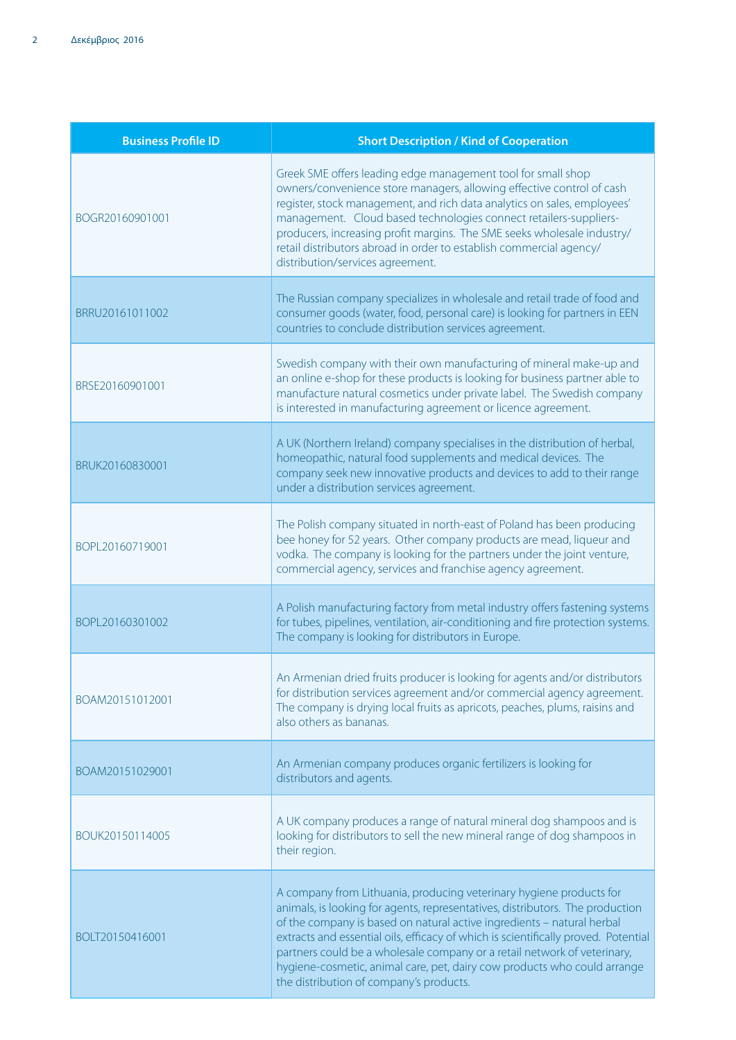| Business Profile ID | Short Description / Kind of Cooperation |
| --- | --- |
| BOGR20160901001 | Greek SME offers leading edge management tool for small shop owners/convenience store managers, allowing effective control of cash register, stock management, and rich data analytics on sales, employees' management. Cloud based technologies connect retailers-suppliers-producers, increasing profit margins. The SME seeks wholesale industry/retail distributors abroad in order to establish commercial agency/distribution/services agreement. |
| BRRU20161011002 | The Russian company specializes in wholesale and retail trade of food and consumer goods (water, food, personal care) is looking for partners in EEN countries to conclude distribution services agreement. |
| BRSE20160901001 | Swedish company with their own manufacturing of mineral make-up and an online e-shop for these products is looking for business partner able to manufacture natural cosmetics under private label. The Swedish company is interested in manufacturing agreement or licence agreement. |
| BRUK20160830001 | A UK (Northern Ireland) company specialises in the distribution of herbal, homeopathic, natural food supplements and medical devices. The company seek new innovative products and devices to add to their range under a distribution services agreement. |
| BOPL20160719001 | The Polish company situated in north-east of Poland has been producing bee honey for 52 years. Other company products are mead, liqueur and vodka. The company is looking for the partners under the joint venture, commercial agency, services and franchise agency agreement. |
| BOPL20160301002 | A Polish manufacturing factory from metal industry offers fastening systems for tubes, pipelines, ventilation, air-conditioning and fire protection systems. The company is looking for distributors in Europe. |
| BOAM20151012001 | An Armenian dried fruits producer is looking for agents and/or distributors for distribution services agreement and/or commercial agency agreement. The company is drying local fruits as apricots, peaches, plums, raisins and also others as bananas. |
| BOAM20151029001 | An Armenian company produces organic fertilizers is looking for distributors and agents. |
| BOUK20150114005 | A UK company produces a range of natural mineral dog shampoos and is looking for distributors to sell the new mineral range of dog shampoos in their region. |
| BOLT20150416001 | A company from Lithuania, producing veterinary hygiene products for animals, is looking for agents, representatives, distributors. The production of the company is based on natural active ingredients – natural herbal extracts and essential oils, efficacy of which is scientifically proved. Potential partners could be a wholesale company or a retail network of veterinary, hygiene-cosmetic, animal care, pet, dairy cow products who could arrange the distribution of company's products. |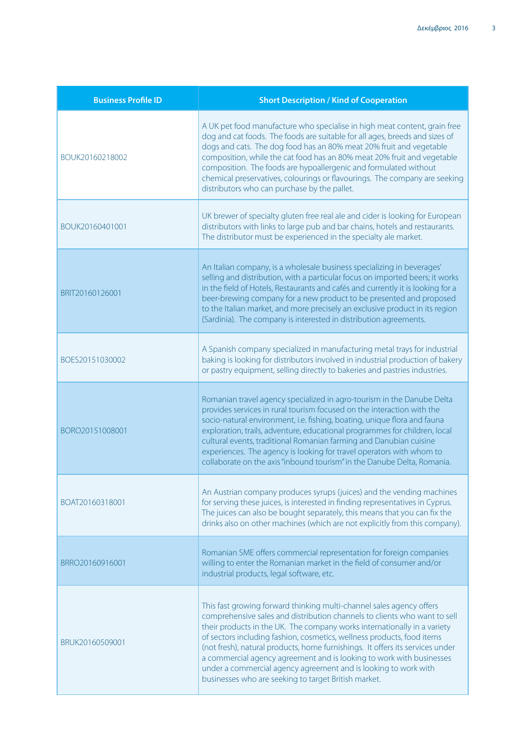| Business Profile ID | Short Description / Kind of Cooperation |
|---|---|
| BOUK20160218002 | A UK pet food manufacture who specialise in high meat content, grain free dog and cat foods. The foods are suitable for all ages, breeds and sizes of dogs and cats. The dog food has an 80% meat 20% fruit and vegetable composition, while the cat food has an 80% meat 20% fruit and vegetable composition. The foods are hypoallergenic and formulated without chemical preservatives, colourings or flavourings. The company are seeking distributors who can purchase by the pallet. |
| BOUK20160401001 | UK brewer of specialty gluten free real ale and cider is looking for European distributors with links to large pub and bar chains, hotels and restaurants. The distributor must be experienced in the specialty ale market. |
| BRIT20160126001 | An Italian company, is a wholesale business specializing in beverages' selling and distribution, with a particular focus on imported beers; it works in the field of Hotels, Restaurants and cafés and currently it is looking for a beer-brewing company for a new product to be presented and proposed to the Italian market, and more precisely an exclusive product in its region (Sardinia). The company is interested in distribution agreements. |
| BOES20151030002 | A Spanish company specialized in manufacturing metal trays for industrial baking is looking for distributors involved in industrial production of bakery or pastry equipment, selling directly to bakeries and pastries industries. |
| BORO20151008001 | Romanian travel agency specialized in agro-tourism in the Danube Delta provides services in rural tourism focused on the interaction with the socio-natural environment, i.e. fishing, boating, unique flora and fauna exploration, trails, adventure, educational programmes for children, local cultural events, traditional Romanian farming and Danubian cuisine experiences. The agency is looking for travel operators with whom to collaborate on the axis "inbound tourism" in the Danube Delta, Romania. |
| BOAT20160318001 | An Austrian company produces syrups (juices) and the vending machines for serving these juices, is interested in finding representatives in Cyprus. The juices can also be bought separately, this means that you can fix the drinks also on other machines (which are not explicitly from this company). |
| BRRO20160916001 | Romanian SME offers commercial representation for foreign companies willing to enter the Romanian market in the field of consumer and/or industrial products, legal software, etc. |
| BRUK20160509001 | This fast growing forward thinking multi-channel sales agency offers comprehensive sales and distribution channels to clients who want to sell their products in the UK. The company works internationally in a variety of sectors including fashion, cosmetics, wellness products, food items (not fresh), natural products, home furnishings. It offers its services under a commercial agency agreement and is looking to work with businesses under a commercial agency agreement and is looking to work with businesses who are seeking to target British market. |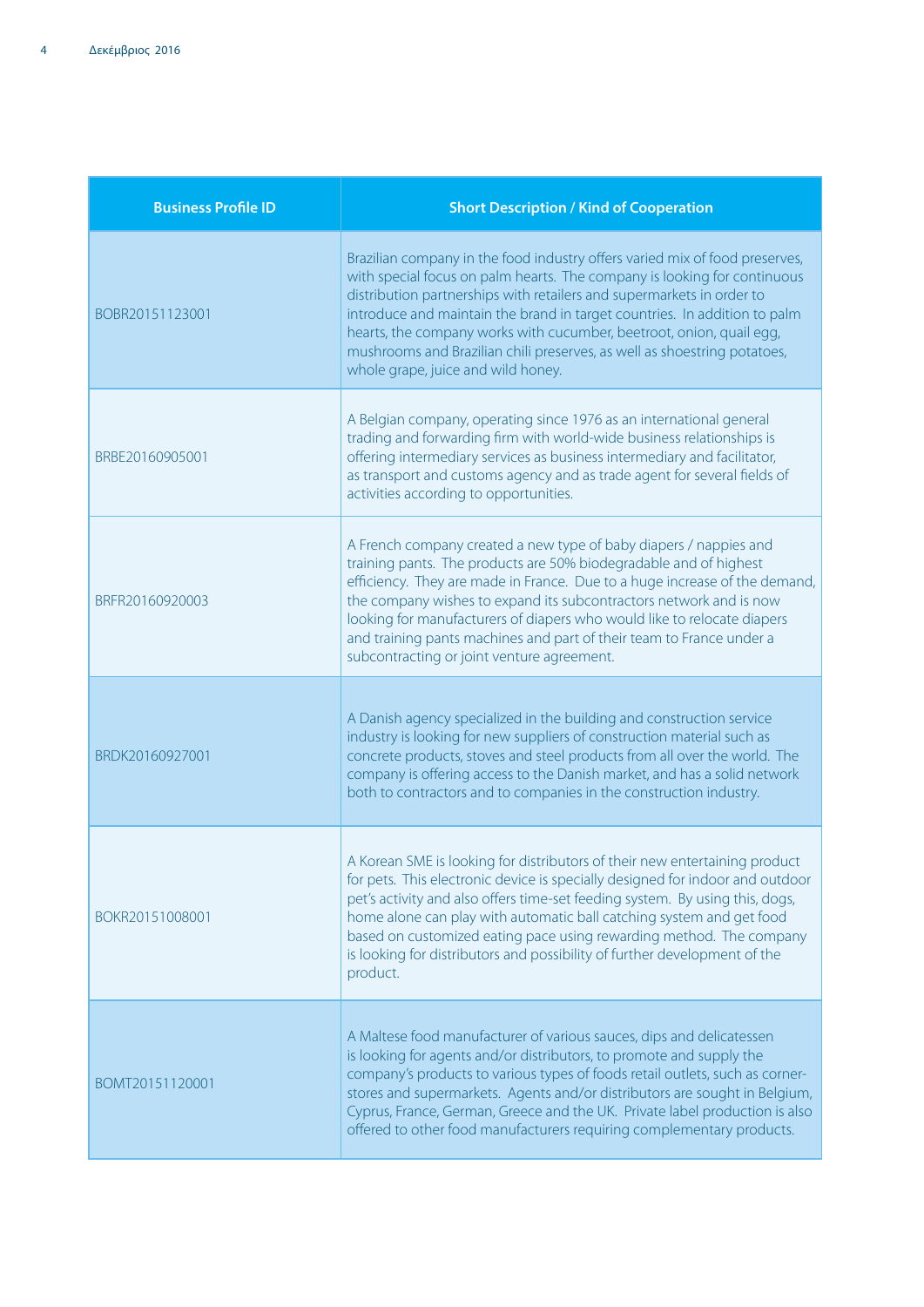| Business Profile ID | Short Description / Kind of Cooperation |
|---|---|
| BOBR20151123001 | Brazilian company in the food industry offers varied mix of food preserves, with special focus on palm hearts. The company is looking for continuous distribution partnerships with retailers and supermarkets in order to introduce and maintain the brand in target countries. In addition to palm hearts, the company works with cucumber, beetroot, onion, quail egg, mushrooms and Brazilian chili preserves, as well as shoestring potatoes, whole grape, juice and wild honey. |
| BRBE20160905001 | A Belgian company, operating since 1976 as an international general trading and forwarding firm with world-wide business relationships is offering intermediary services as business intermediary and facilitator, as transport and customs agency and as trade agent for several fields of activities according to opportunities. |
| BRFR20160920003 | A French company created a new type of baby diapers / nappies and training pants. The products are 50% biodegradable and of highest efficiency. They are made in France. Due to a huge increase of the demand, the company wishes to expand its subcontractors network and is now looking for manufacturers of diapers who would like to relocate diapers and training pants machines and part of their team to France under a subcontracting or joint venture agreement. |
| BRDK20160927001 | A Danish agency specialized in the building and construction service industry is looking for new suppliers of construction material such as concrete products, stoves and steel products from all over the world. The company is offering access to the Danish market, and has a solid network both to contractors and to companies in the construction industry. |
| BOKR20151008001 | A Korean SME is looking for distributors of their new entertaining product for pets. This electronic device is specially designed for indoor and outdoor pet's activity and also offers time-set feeding system. By using this, dogs, home alone can play with automatic ball catching system and get food based on customized eating pace using rewarding method. The company is looking for distributors and possibility of further development of the product. |
| BOMT20151120001 | A Maltese food manufacturer of various sauces, dips and delicatessen is looking for agents and/or distributors, to promote and supply the company's products to various types of foods retail outlets, such as corner-stores and supermarkets. Agents and/or distributors are sought in Belgium, Cyprus, France, German, Greece and the UK. Private label production is also offered to other food manufacturers requiring complementary products. |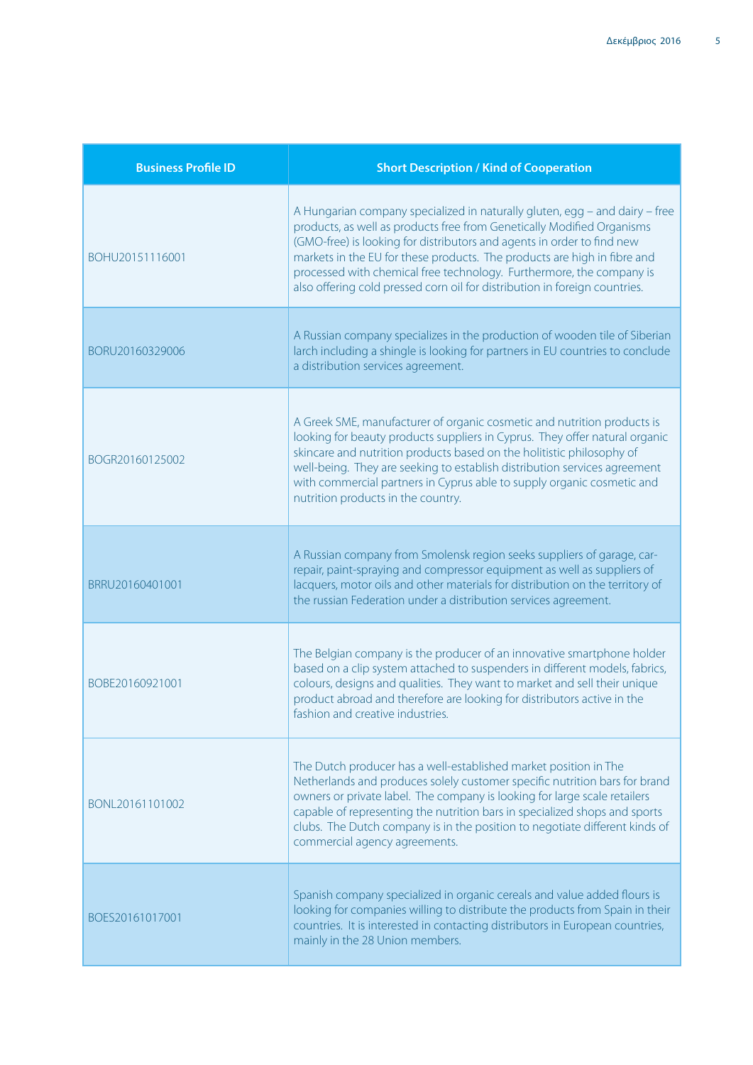| Business Profile ID | Short Description / Kind of Cooperation |
|---|---|
| BOHU20151116001 | A Hungarian company specialized in naturally gluten, egg – and dairy – free products, as well as products free from Genetically Modified Organisms (GMO-free) is looking for distributors and agents in order to find new markets in the EU for these products. The products are high in fibre and processed with chemical free technology. Furthermore, the company is also offering cold pressed corn oil for distribution in foreign countries. |
| BORU20160329006 | A Russian company specializes in the production of wooden tile of Siberian larch including a shingle is looking for partners in EU countries to conclude a distribution services agreement. |
| BOGR20160125002 | A Greek SME, manufacturer of organic cosmetic and nutrition products is looking for beauty products suppliers in Cyprus. They offer natural organic skincare and nutrition products based on the holitistic philosophy of well-being. They are seeking to establish distribution services agreement with commercial partners in Cyprus able to supply organic cosmetic and nutrition products in the country. |
| BRRU20160401001 | A Russian company from Smolensk region seeks suppliers of garage, car-repair, paint-spraying and compressor equipment as well as suppliers of lacquers, motor oils and other materials for distribution on the territory of the russian Federation under a distribution services agreement. |
| BOBE20160921001 | The Belgian company is the producer of an innovative smartphone holder based on a clip system attached to suspenders in different models, fabrics, colours, designs and qualities. They want to market and sell their unique product abroad and therefore are looking for distributors active in the fashion and creative industries. |
| BONL20161101002 | The Dutch producer has a well-established market position in The Netherlands and produces solely customer specific nutrition bars for brand owners or private label. The company is looking for large scale retailers capable of representing the nutrition bars in specialized shops and sports clubs. The Dutch company is in the position to negotiate different kinds of commercial agency agreements. |
| BOES20161017001 | Spanish company specialized in organic cereals and value added flours is looking for companies willing to distribute the products from Spain in their countries. It is interested in contacting distributors in European countries, mainly in the 28 Union members. |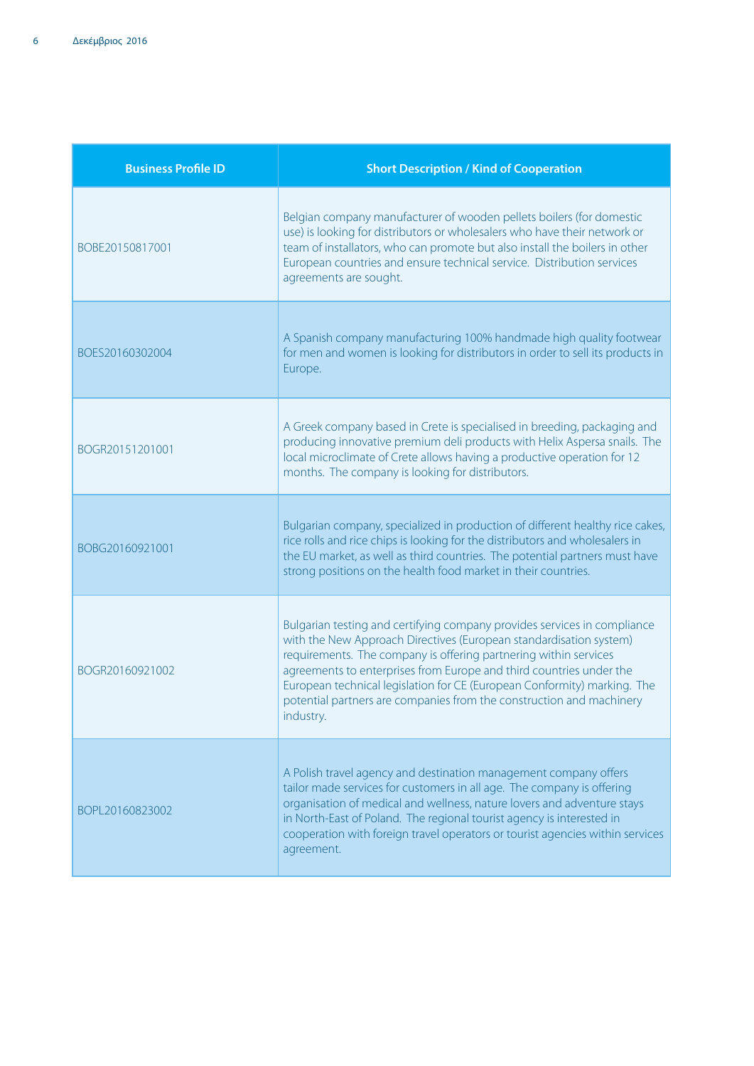| Business Profile ID | Short Description / Kind of Cooperation |
|---|---|
| BOBE20150817001 | Belgian company manufacturer of wooden pellets boilers (for domestic use) is looking for distributors or wholesalers who have their network or team of installators, who can promote but also install the boilers in other European countries and ensure technical service. Distribution services agreements are sought. |
| BOES20160302004 | A Spanish company manufacturing 100% handmade high quality footwear for men and women is looking for distributors in order to sell its products in Europe. |
| BOGR20151201001 | A Greek company based in Crete is specialised in breeding, packaging and producing innovative premium deli products with Helix Aspersa snails. The local microclimate of Crete allows having a productive operation for 12 months. The company is looking for distributors. |
| BOBG20160921001 | Bulgarian company, specialized in production of different healthy rice cakes, rice rolls and rice chips is looking for the distributors and wholesalers in the EU market, as well as third countries. The potential partners must have strong positions on the health food market in their countries. |
| BOGR20160921002 | Bulgarian testing and certifying company provides services in compliance with the New Approach Directives (European standardisation system) requirements. The company is offering partnering within services agreements to enterprises from Europe and third countries under the European technical legislation for CE (European Conformity) marking. The potential partners are companies from the construction and machinery industry. |
| BOPL20160823002 | A Polish travel agency and destination management company offers tailor made services for customers in all age. The company is offering organisation of medical and wellness, nature lovers and adventure stays in North-East of Poland. The regional tourist agency is interested in cooperation with foreign travel operators or tourist agencies within services agreement. |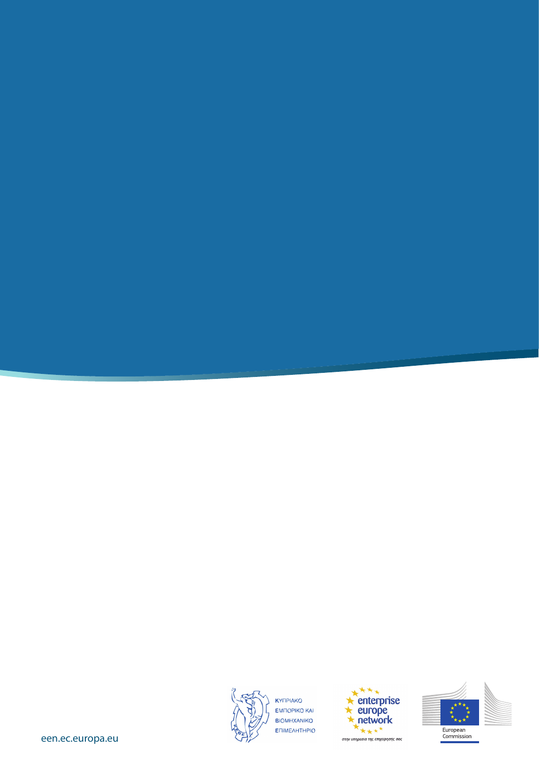een.ec.europa.eu

ΚΥΠΡΙΑΚΟ
ΕΜΠΟΡΙΚΟ ΚΑΙ
ΒΙΟΜΗΧΑΝΙΚΟ
ΕΠΙΜΕΛΗΤΗΡΙΟ

enterprise
europe
network

στην υπηρεσία της επιχείρησής σας

European
Commission